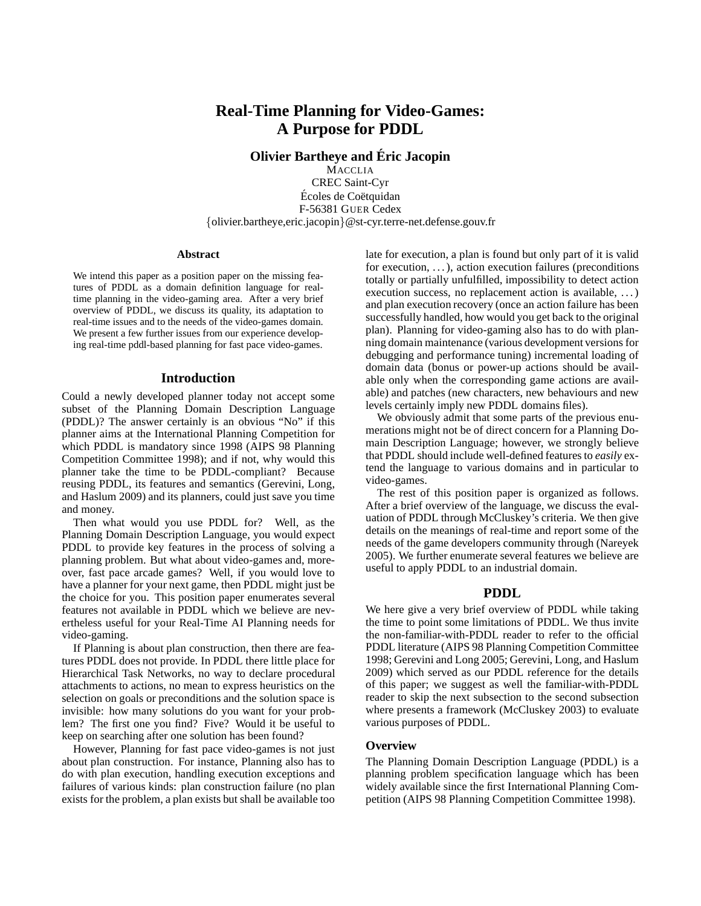# Real-Time Planning for Video-Games: A Purpose for PDDL

**Olivier Bartheye and Éric Jacopin**

MACCLIA
CREC Saint-Cyr
Écoles de Coëtquidan
F-56381 GUER Cedex
{olivier.bartheye,eric.jacopin}@st-cyr.terre-net.defense.gouv.fr

### Abstract

We intend this paper as a position paper on the missing features of PDDL as a domain definition language for real-time planning in the video-gaming area. After a very brief overview of PDDL, we discuss its quality, its adaptation to real-time issues and to the needs of the video-games domain. We present a few further issues from our experience developing real-time pddl-based planning for fast pace video-games.

## Introduction

Could a newly developed planner today not accept some subset of the Planning Domain Description Language (PDDL)? The answer certainly is an obvious "No" if this planner aims at the International Planning Competition for which PDDL is mandatory since 1998 (AIPS 98 Planning Competition Committee 1998); and if not, why would this planner take the time to be PDDL-compliant? Because reusing PDDL, its features and semantics (Gerevini, Long, and Haslum 2009) and its planners, could just save you time and money.

Then what would you use PDDL for? Well, as the Planning Domain Description Language, you would expect PDDL to provide key features in the process of solving a planning problem. But what about video-games and, moreover, fast pace arcade games? Well, if you would love to have a planner for your next game, then PDDL might just be the choice for you. This position paper enumerates several features not available in PDDL which we believe are nevertheless useful for your Real-Time AI Planning needs for video-gaming.

If Planning is about plan construction, then there are features PDDL does not provide. In PDDL there little place for Hierarchical Task Networks, no way to declare procedural attachments to actions, no mean to express heuristics on the selection on goals or preconditions and the solution space is invisible: how many solutions do you want for your problem? The first one you find? Five? Would it be useful to keep on searching after one solution has been found?

However, Planning for fast pace video-games is not just about plan construction. For instance, Planning also has to do with plan execution, handling execution exceptions and failures of various kinds: plan construction failure (no plan exists for the problem, a plan exists but shall be available too late for execution, a plan is found but only part of it is valid for execution, ...), action execution failures (preconditions totally or partially unfulfilled, impossibility to detect action execution success, no replacement action is available, ...) and plan execution recovery (once an action failure has been successfully handled, how would you get back to the original plan). Planning for video-gaming also has to do with planning domain maintenance (various development versions for debugging and performance tuning) incremental loading of domain data (bonus or power-up actions should be available only when the corresponding game actions are available) and patches (new characters, new behaviours and new levels certainly imply new PDDL domains files).

We obviously admit that some parts of the previous enumerations might not be of direct concern for a Planning Domain Description Language; however, we strongly believe that PDDL should include well-defined features to *easily* extend the language to various domains and in particular to video-games.

The rest of this position paper is organized as follows. After a brief overview of the language, we discuss the evaluation of PDDL through McCluskey's criteria. We then give details on the meanings of real-time and report some of the needs of the game developers community through (Nareyek 2005). We further enumerate several features we believe are useful to apply PDDL to an industrial domain.

## PDDL

We here give a very brief overview of PDDL while taking the time to point some limitations of PDDL. We thus invite the non-familiar-with-PDDL reader to refer to the official PDDL literature (AIPS 98 Planning Competition Committee 1998; Gerevini and Long 2005; Gerevini, Long, and Haslum 2009) which served as our PDDL reference for the details of this paper; we suggest as well the familiar-with-PDDL reader to skip the next subsection to the second subsection where presents a framework (McCluskey 2003) to evaluate various purposes of PDDL.

### Overview

The Planning Domain Description Language (PDDL) is a planning problem specification language which has been widely available since the first International Planning Competition (AIPS 98 Planning Competition Committee 1998).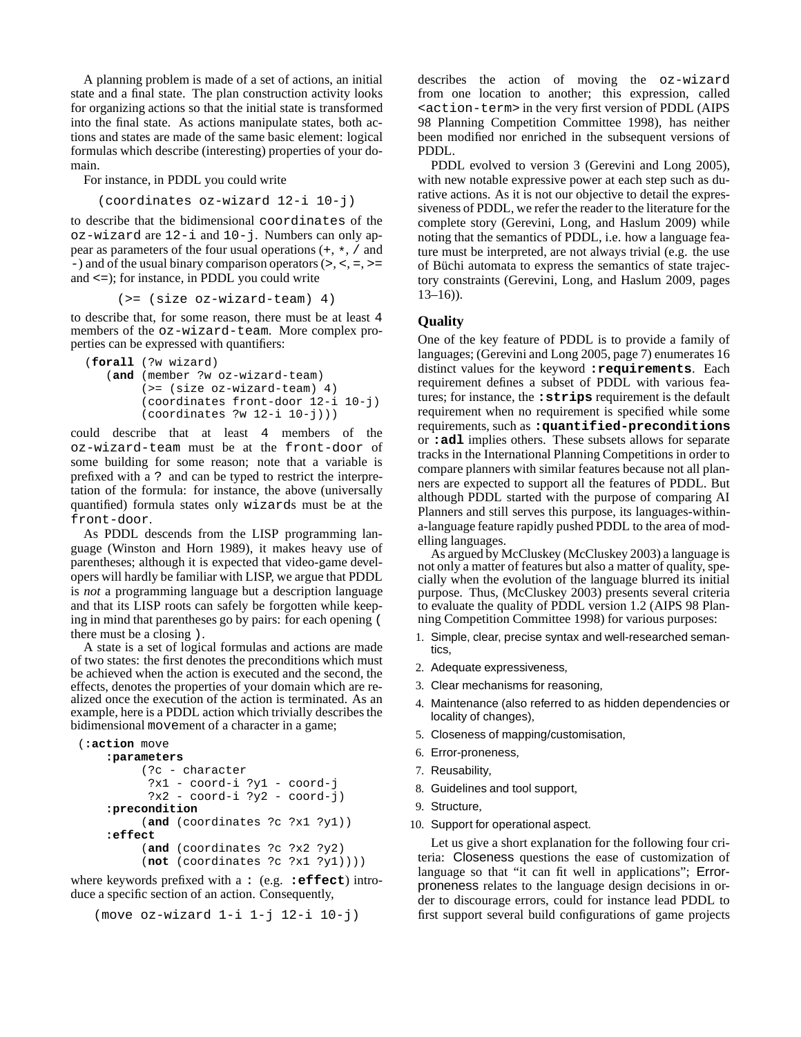A planning problem is made of a set of actions, an initial state and a final state. The plan construction activity looks for organizing actions so that the initial state is transformed into the final state. As actions manipulate states, both actions and states are made of the same basic element: logical formulas which describe (interesting) properties of your domain.

For instance, in PDDL you could write

```
(coordinates oz-wizard 12-i 10-j)
```

to describe that the bidimensional `coordinates` of the `oz-wizard` are `12-i` and `10-j`. Numbers can only appear as parameters of the four usual operations (`+`, `*`, `/` and `-`) and of the usual binary comparison operators (`>`, `<`, `=`, `>=` and `<=`); for instance, in PDDL you could write

```
(>= (size oz-wizard-team) 4)
```

to describe that, for some reason, there must be at least `4` members of the `oz-wizard-team`. More complex properties can be expressed with quantifiers:

```
(forall (?w wizard)
   (and (member ?w oz-wizard-team)
        (>= (size oz-wizard-team) 4)
        (coordinates front-door 12-i 10-j)
        (coordinates ?w 12-i 10-j)))
```

could describe that at least `4` members of the `oz-wizard-team` must be at the `front-door` of some building for some reason; note that a variable is prefixed with a `?` and can be typed to restrict the interpretation of the formula: for instance, the above (universally quantified) formula states only `wizard`s must be at the `front-door`.

As PDDL descends from the LISP programming language (Winston and Horn 1989), it makes heavy use of parentheses; although it is expected that video-game developers will hardly be familiar with LISP, we argue that PDDL is *not* a programming language but a description language and that its LISP roots can safely be forgotten while keeping in mind that parentheses go by pairs: for each opening `(` there must be a closing `)`.

A state is a set of logical formulas and actions are made of two states: the first denotes the preconditions which must be achieved when the action is executed and the second, the effects, denotes the properties of your domain which are realized once the execution of the action is terminated. As an example, here is a PDDL action which trivially describes the bidimensional `move`ment of a character in a game;

```
(:action move
    :parameters
          (?c - character
           ?x1 - coord-i ?y1 - coord-j
           ?x2 - coord-i ?y2 - coord-j)
    :precondition
          (and (coordinates ?c ?x1 ?y1))
    :effect
          (and (coordinates ?c ?x2 ?y2)
          (not (coordinates ?c ?x1 ?y1))))
```

where keywords prefixed with a `:` (e.g. **`:effect`**) introduce a specific section of an action. Consequently,

```
(move oz-wizard 1-i 1-j 12-i 10-j)
```

describes the action of moving the `oz-wizard` from one location to another; this expression, called `<action-term>` in the very first version of PDDL (AIPS 98 Planning Competition Committee 1998), has neither been modified nor enriched in the subsequent versions of PDDL.

PDDL evolved to version 3 (Gerevini and Long 2005), with new notable expressive power at each step such as durative actions. As it is not our objective to detail the expressiveness of PDDL, we refer the reader to the literature for the complete story (Gerevini, Long, and Haslum 2009) while noting that the semantics of PDDL, i.e. how a language feature must be interpreted, are not always trivial (e.g. the use of Büchi automata to express the semantics of state trajectory constraints (Gerevini, Long, and Haslum 2009, pages 13–16)).

## Quality

One of the key feature of PDDL is to provide a family of languages; (Gerevini and Long 2005, page 7) enumerates 16 distinct values for the keyword **`:requirements`**. Each requirement defines a subset of PDDL with various features; for instance, the **`:strips`** requirement is the default requirement when no requirement is specified while some requirements, such as **`:quantified-preconditions`** or **`:adl`** implies others. These subsets allows for separate tracks in the International Planning Competitions in order to compare planners with similar features because not all planners are expected to support all the features of PDDL. But although PDDL started with the purpose of comparing AI Planners and still serves this purpose, its languages-within-a-language feature rapidly pushed PDDL to the area of modelling languages.

As argued by McCluskey (McCluskey 2003) a language is not only a matter of features but also a matter of quality, specially when the evolution of the language blurred its initial purpose. Thus, (McCluskey 2003) presents several criteria to evaluate the quality of PDDL version 1.2 (AIPS 98 Planning Competition Committee 1998) for various purposes:

1. Simple, clear, precise syntax and well-researched semantics,
2. Adequate expressiveness,
3. Clear mechanisms for reasoning,
4. Maintenance (also referred to as hidden dependencies or locality of changes),
5. Closeness of mapping/customisation,
6. Error-proneness,
7. Reusability,
8. Guidelines and tool support,
9. Structure,
10. Support for operational aspect.

Let us give a short explanation for the following four criteria: Closeness questions the ease of customization of language so that "it can fit well in applications"; Error-proneness relates to the language design decisions in order to discourage errors, could for instance lead PDDL to first support several build configurations of game projects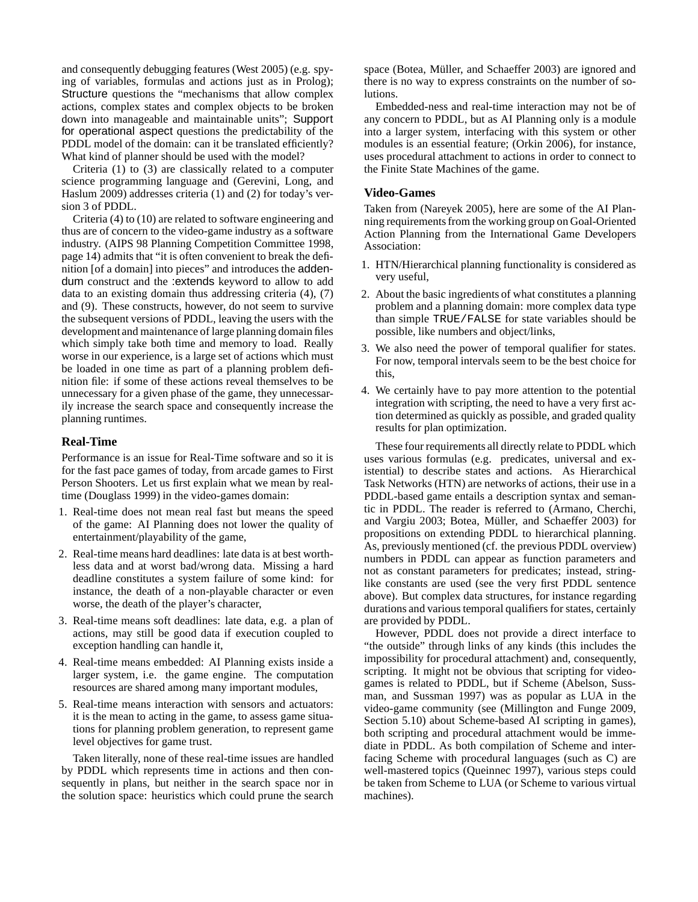and consequently debugging features (West 2005) (e.g. spying of variables, formulas and actions just as in Prolog); Structure questions the "mechanisms that allow complex actions, complex states and complex objects to be broken down into manageable and maintainable units"; Support for operational aspect questions the predictability of the PDDL model of the domain: can it be translated efficiently? What kind of planner should be used with the model?

Criteria (1) to (3) are classically related to a computer science programming language and (Gerevini, Long, and Haslum 2009) addresses criteria (1) and (2) for today's version 3 of PDDL.

Criteria (4) to (10) are related to software engineering and thus are of concern to the video-game industry as a software industry. (AIPS 98 Planning Competition Committee 1998, page 14) admits that "it is often convenient to break the definition [of a domain] into pieces" and introduces the addendum construct and the :extends keyword to allow to add data to an existing domain thus addressing criteria (4), (7) and (9). These constructs, however, do not seem to survive the subsequent versions of PDDL, leaving the users with the development and maintenance of large planning domain files which simply take both time and memory to load. Really worse in our experience, is a large set of actions which must be loaded in one time as part of a planning problem definition file: if some of these actions reveal themselves to be unnecessary for a given phase of the game, they unnecessarily increase the search space and consequently increase the planning runtimes.

### Real-Time

Performance is an issue for Real-Time software and so it is for the fast pace games of today, from arcade games to First Person Shooters. Let us first explain what we mean by real-time (Douglass 1999) in the video-games domain:

1. Real-time does not mean real fast but means the speed of the game: AI Planning does not lower the quality of entertainment/playability of the game,
2. Real-time means hard deadlines: late data is at best worthless data and at worst bad/wrong data. Missing a hard deadline constitutes a system failure of some kind: for instance, the death of a non-playable character or even worse, the death of the player's character,
3. Real-time means soft deadlines: late data, e.g. a plan of actions, may still be good data if execution coupled to exception handling can handle it,
4. Real-time means embedded: AI Planning exists inside a larger system, i.e. the game engine. The computation resources are shared among many important modules,
5. Real-time means interaction with sensors and actuators: it is the mean to acting in the game, to assess game situations for planning problem generation, to represent game level objectives for game trust.

Taken literally, none of these real-time issues are handled by PDDL which represents time in actions and then consequently in plans, but neither in the search space nor in the solution space: heuristics which could prune the search space (Botea, Müller, and Schaeffer 2003) are ignored and there is no way to express constraints on the number of solutions.

Embedded-ness and real-time interaction may not be of any concern to PDDL, but as AI Planning only is a module into a larger system, interfacing with this system or other modules is an essential feature; (Orkin 2006), for instance, uses procedural attachment to actions in order to connect to the Finite State Machines of the game.

### Video-Games

Taken from (Nareyek 2005), here are some of the AI Planning requirements from the working group on Goal-Oriented Action Planning from the International Game Developers Association:

1. HTN/Hierarchical planning functionality is considered as very useful,
2. About the basic ingredients of what constitutes a planning problem and a planning domain: more complex data type than simple `TRUE/FALSE` for state variables should be possible, like numbers and object/links,
3. We also need the power of temporal qualifier for states. For now, temporal intervals seem to be the best choice for this,
4. We certainly have to pay more attention to the potential integration with scripting, the need to have a very first action determined as quickly as possible, and graded quality results for plan optimization.

These four requirements all directly relate to PDDL which uses various formulas (e.g. predicates, universal and existential) to describe states and actions. As Hierarchical Task Networks (HTN) are networks of actions, their use in a PDDL-based game entails a description syntax and semantic in PDDL. The reader is referred to (Armano, Cherchi, and Vargiu 2003; Botea, Müller, and Schaeffer 2003) for propositions on extending PDDL to hierarchical planning. As, previously mentioned (cf. the previous PDDL overview) numbers in PDDL can appear as function parameters and not as constant parameters for predicates; instead, string-like constants are used (see the very first PDDL sentence above). But complex data structures, for instance regarding durations and various temporal qualifiers for states, certainly are provided by PDDL.

However, PDDL does not provide a direct interface to "the outside" through links of any kinds (this includes the impossibility for procedural attachment) and, consequently, scripting. It might not be obvious that scripting for video-games is related to PDDL, but if Scheme (Abelson, Sussman, and Sussman 1997) was as popular as LUA in the video-game community (see (Millington and Funge 2009, Section 5.10) about Scheme-based AI scripting in games), both scripting and procedural attachment would be immediate in PDDL. As both compilation of Scheme and interfacing Scheme with procedural languages (such as C) are well-mastered topics (Queinnec 1997), various steps could be taken from Scheme to LUA (or Scheme to various virtual machines).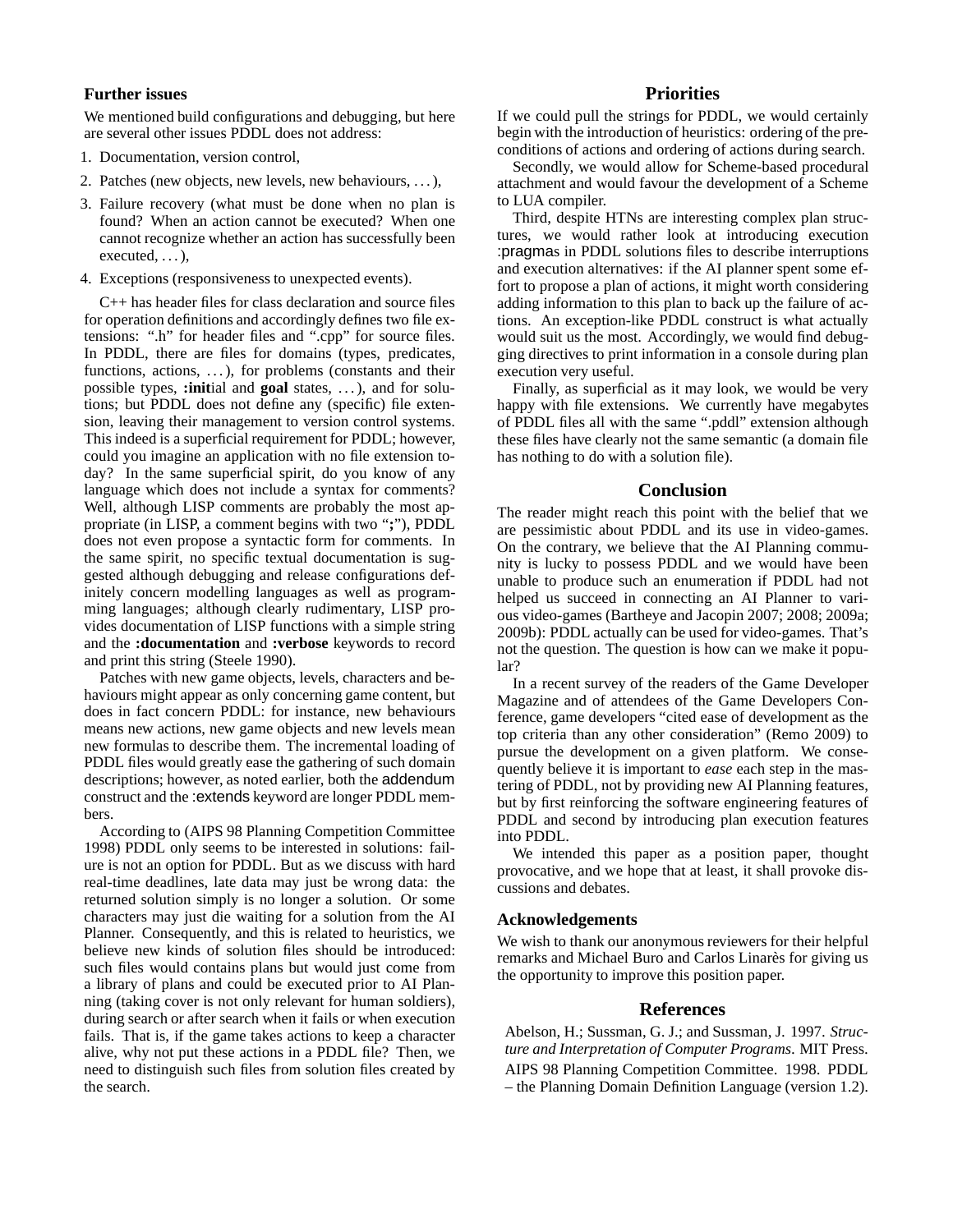### Further issues

We mentioned build configurations and debugging, but here are several other issues PDDL does not address:

1. Documentation, version control,
2. Patches (new objects, new levels, new behaviours, ...),
3. Failure recovery (what must be done when no plan is found? When an action cannot be executed? When one cannot recognize whether an action has successfully been executed, ...),
4. Exceptions (responsiveness to unexpected events).

C++ has header files for class declaration and source files for operation definitions and accordingly defines two file extensions: ".h" for header files and ".cpp" for source files. In PDDL, there are files for domains (types, predicates, functions, actions, ...), for problems (constants and their possible types, **:init**ial and **goal** states, ...), and for solutions; but PDDL does not define any (specific) file extension, leaving their management to version control systems. This indeed is a superficial requirement for PDDL; however, could you imagine an application with no file extension today? In the same superficial spirit, do you know of any language which does not include a syntax for comments? Well, although LISP comments are probably the most appropriate (in LISP, a comment begins with two "**;**"), PDDL does not even propose a syntactic form for comments. In the same spirit, no specific textual documentation is suggested although debugging and release configurations definitely concern modelling languages as well as programming languages; although clearly rudimentary, LISP provides documentation of LISP functions with a simple string and the **:documentation** and **:verbose** keywords to record and print this string (Steele 1990).

Patches with new game objects, levels, characters and behaviours might appear as only concerning game content, but does in fact concern PDDL: for instance, new behaviours means new actions, new game objects and new levels mean new formulas to describe them. The incremental loading of PDDL files would greatly ease the gathering of such domain descriptions; however, as noted earlier, both the addendum construct and the :extends keyword are longer PDDL members.

According to (AIPS 98 Planning Competition Committee 1998) PDDL only seems to be interested in solutions: failure is not an option for PDDL. But as we discuss with hard real-time deadlines, late data may just be wrong data: the returned solution simply is no longer a solution. Or some characters may just die waiting for a solution from the AI Planner. Consequently, and this is related to heuristics, we believe new kinds of solution files should be introduced: such files would contains plans but would just come from a library of plans and could be executed prior to AI Planning (taking cover is not only relevant for human soldiers), during search or after search when it fails or when execution fails. That is, if the game takes actions to keep a character alive, why not put these actions in a PDDL file? Then, we need to distinguish such files from solution files created by the search.

## Priorities

If we could pull the strings for PDDL, we would certainly begin with the introduction of heuristics: ordering of the preconditions of actions and ordering of actions during search.

Secondly, we would allow for Scheme-based procedural attachment and would favour the development of a Scheme to LUA compiler.

Third, despite HTNs are interesting complex plan structures, we would rather look at introducing execution :pragmas in PDDL solutions files to describe interruptions and execution alternatives: if the AI planner spent some effort to propose a plan of actions, it might worth considering adding information to this plan to back up the failure of actions. An exception-like PDDL construct is what actually would suit us the most. Accordingly, we would find debugging directives to print information in a console during plan execution very useful.

Finally, as superficial as it may look, we would be very happy with file extensions. We currently have megabytes of PDDL files all with the same ".pddl" extension although these files have clearly not the same semantic (a domain file has nothing to do with a solution file).

## Conclusion

The reader might reach this point with the belief that we are pessimistic about PDDL and its use in video-games. On the contrary, we believe that the AI Planning community is lucky to possess PDDL and we would have been unable to produce such an enumeration if PDDL had not helped us succeed in connecting an AI Planner to various video-games (Bartheye and Jacopin 2007; 2008; 2009a; 2009b): PDDL actually can be used for video-games. That's not the question. The question is how can we make it popular?

In a recent survey of the readers of the Game Developer Magazine and of attendees of the Game Developers Conference, game developers "cited ease of development as the top criteria than any other consideration" (Remo 2009) to pursue the development on a given platform. We consequently believe it is important to *ease* each step in the mastering of PDDL, not by providing new AI Planning features, but by first reinforcing the software engineering features of PDDL and second by introducing plan execution features into PDDL.

We intended this paper as a position paper, thought provocative, and we hope that at least, it shall provoke discussions and debates.

### Acknowledgements

We wish to thank our anonymous reviewers for their helpful remarks and Michael Buro and Carlos Linarès for giving us the opportunity to improve this position paper.

## References

Abelson, H.; Sussman, G. J.; and Sussman, J. 1997. *Structure and Interpretation of Computer Programs*. MIT Press.

AIPS 98 Planning Competition Committee. 1998. PDDL – the Planning Domain Definition Language (version 1.2).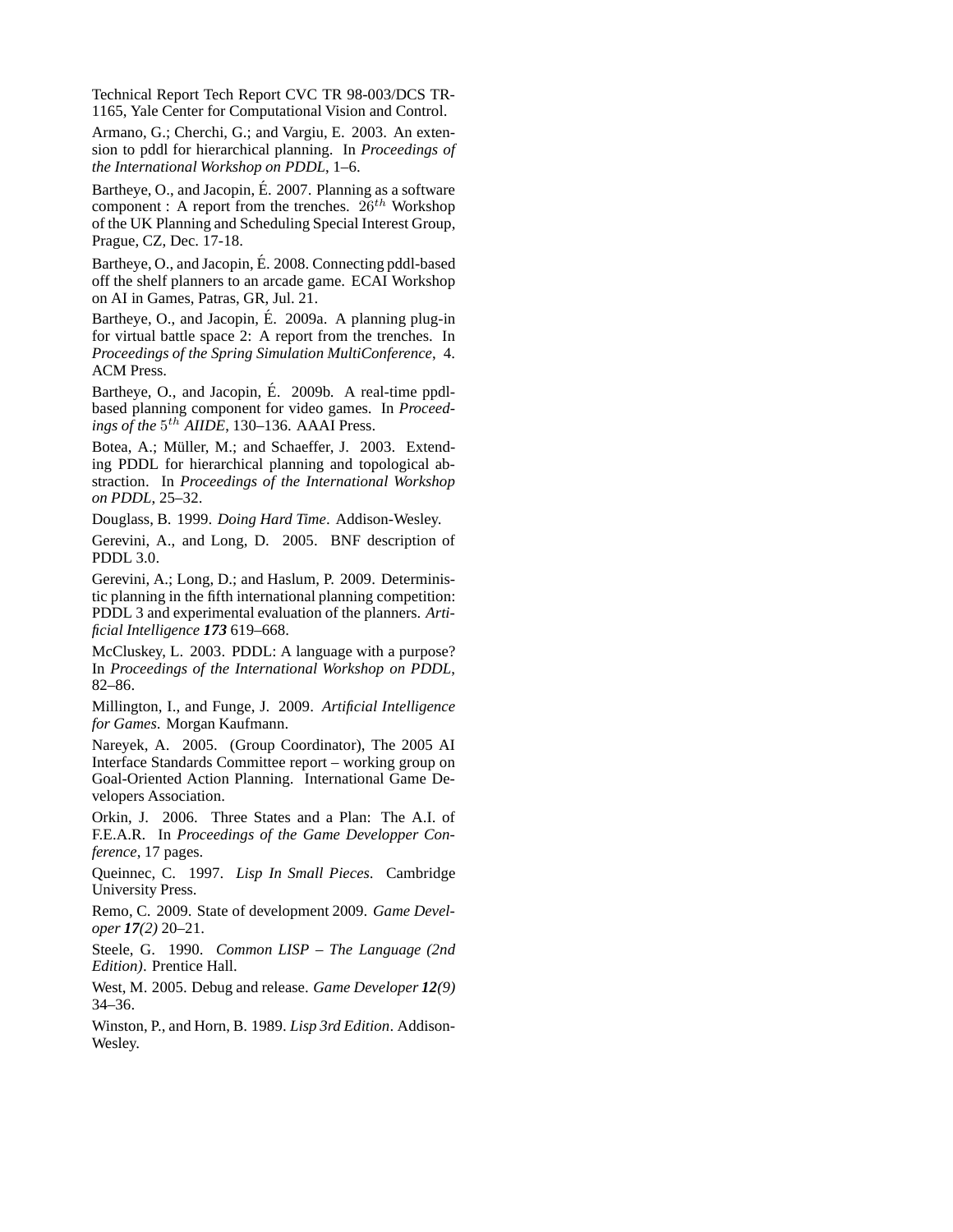Technical Report Tech Report CVC TR 98-003/DCS TR-1165, Yale Center for Computational Vision and Control.

Armano, G.; Cherchi, G.; and Vargiu, E. 2003. An extension to pddl for hierarchical planning. In *Proceedings of the International Workshop on PDDL*, 1–6.

Bartheye, O., and Jacopin, É. 2007. Planning as a software component : A report from the trenches. $26^{th}$ Workshop of the UK Planning and Scheduling Special Interest Group, Prague, CZ, Dec. 17-18.

Bartheye, O., and Jacopin, É. 2008. Connecting pddl-based off the shelf planners to an arcade game. ECAI Workshop on AI in Games, Patras, GR, Jul. 21.

Bartheye, O., and Jacopin, É. 2009a. A planning plug-in for virtual battle space 2: A report from the trenches. In *Proceedings of the Spring Simulation MultiConference*, 4. ACM Press.

Bartheye, O., and Jacopin, É. 2009b. A real-time pddl-based planning component for video games. In *Proceedings of the* $5^{th}$ *AIIDE*, 130–136. AAAI Press.

Botea, A.; Müller, M.; and Schaeffer, J. 2003. Extending PDDL for hierarchical planning and topological abstraction. In *Proceedings of the International Workshop on PDDL*, 25–32.

Douglass, B. 1999. *Doing Hard Time*. Addison-Wesley.

Gerevini, A., and Long, D. 2005. BNF description of PDDL 3.0.

Gerevini, A.; Long, D.; and Haslum, P. 2009. Deterministic planning in the fifth international planning competition: PDDL 3 and experimental evaluation of the planners. *Artificial Intelligence* ***173*** 619–668.

McCluskey, L. 2003. PDDL: A language with a purpose? In *Proceedings of the International Workshop on PDDL*, 82–86.

Millington, I., and Funge, J. 2009. *Artificial Intelligence for Games*. Morgan Kaufmann.

Nareyek, A. 2005. (Group Coordinator), The 2005 AI Interface Standards Committee report – working group on Goal-Oriented Action Planning. International Game Developers Association.

Orkin, J. 2006. Three States and a Plan: The A.I. of F.E.A.R. In *Proceedings of the Game Developper Conference*, 17 pages.

Queinnec, C. 1997. *Lisp In Small Pieces*. Cambridge University Press.

Remo, C. 2009. State of development 2009. *Game Developer* ***17****(2)* 20–21.

Steele, G. 1990. *Common LISP – The Language (2nd Edition)*. Prentice Hall.

West, M. 2005. Debug and release. *Game Developer* ***12****(9)* 34–36.

Winston, P., and Horn, B. 1989. *Lisp 3rd Edition*. Addison-Wesley.